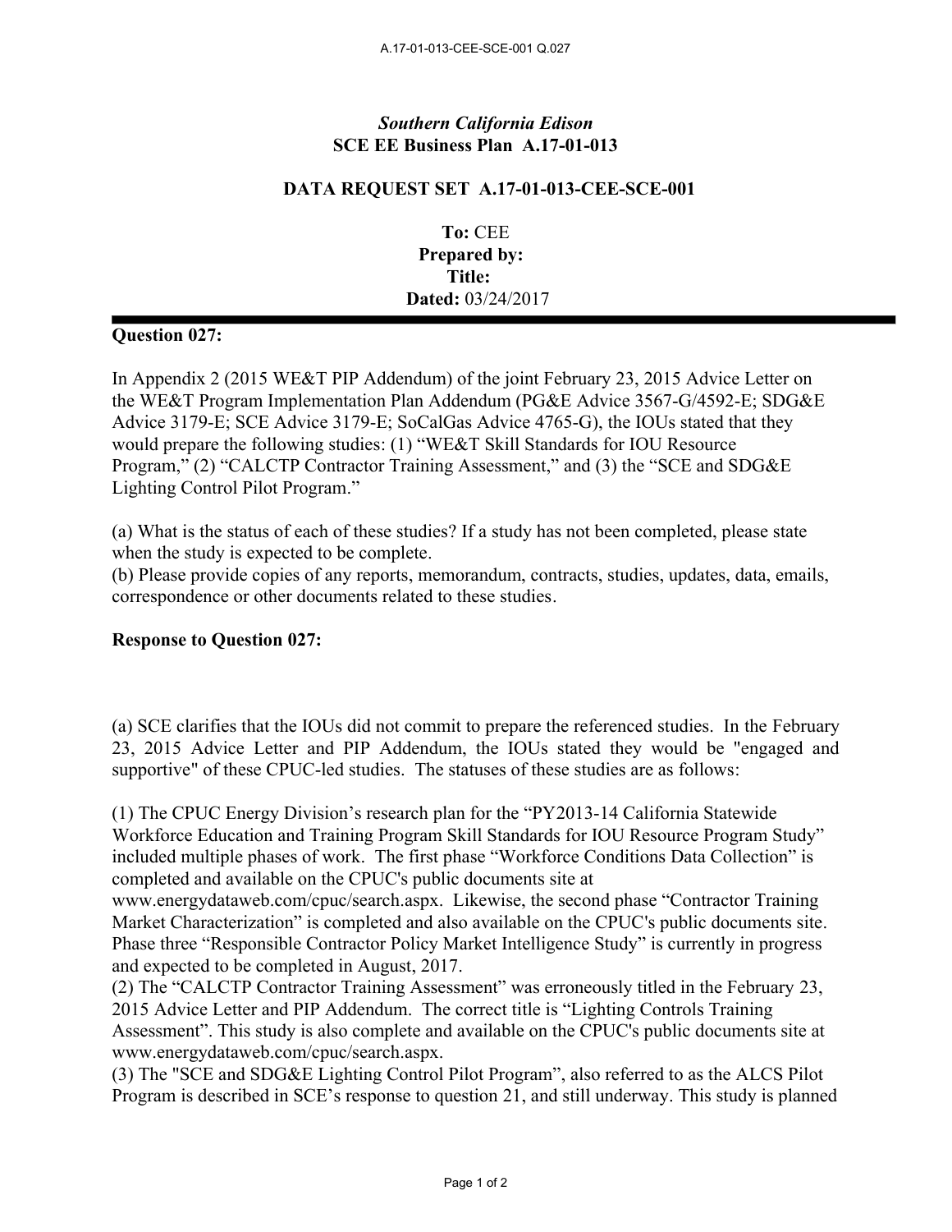*Southern California Edison*
**SCE EE Business Plan A.17-01-013**

**DATA REQUEST SET A.17-01-013-CEE-SCE-001**

**To:** CEE
**Prepared by:**
**Title:**
**Dated:** 03/24/2017

---

**Question 027:**

In Appendix 2 (2015 WE&T PIP Addendum) of the joint February 23, 2015 Advice Letter on the WE&T Program Implementation Plan Addendum (PG&E Advice 3567-G/4592-E; SDG&E Advice 3179-E; SCE Advice 3179-E; SoCalGas Advice 4765-G), the IOUs stated that they would prepare the following studies: (1) "WE&T Skill Standards for IOU Resource Program," (2) "CALCTP Contractor Training Assessment," and (3) the "SCE and SDG&E Lighting Control Pilot Program."

(a) What is the status of each of these studies? If a study has not been completed, please state when the study is expected to be complete.
(b) Please provide copies of any reports, memorandum, contracts, studies, updates, data, emails, correspondence or other documents related to these studies.

**Response to Question 027:**

(a) SCE clarifies that the IOUs did not commit to prepare the referenced studies. In the February 23, 2015 Advice Letter and PIP Addendum, the IOUs stated they would be "engaged and supportive" of these CPUC-led studies. The statuses of these studies are as follows:

(1) The CPUC Energy Division's research plan for the "PY2013-14 California Statewide Workforce Education and Training Program Skill Standards for IOU Resource Program Study" included multiple phases of work. The first phase "Workforce Conditions Data Collection" is completed and available on the CPUC's public documents site at www.energydataweb.com/cpuc/search.aspx. Likewise, the second phase "Contractor Training Market Characterization" is completed and also available on the CPUC's public documents site. Phase three "Responsible Contractor Policy Market Intelligence Study" is currently in progress and expected to be completed in August, 2017.
(2) The "CALCTP Contractor Training Assessment" was erroneously titled in the February 23, 2015 Advice Letter and PIP Addendum. The correct title is "Lighting Controls Training Assessment". This study is also complete and available on the CPUC's public documents site at www.energydataweb.com/cpuc/search.aspx.
(3) The "SCE and SDG&E Lighting Control Pilot Program", also referred to as the ALCS Pilot Program is described in SCE's response to question 21, and still underway. This study is planned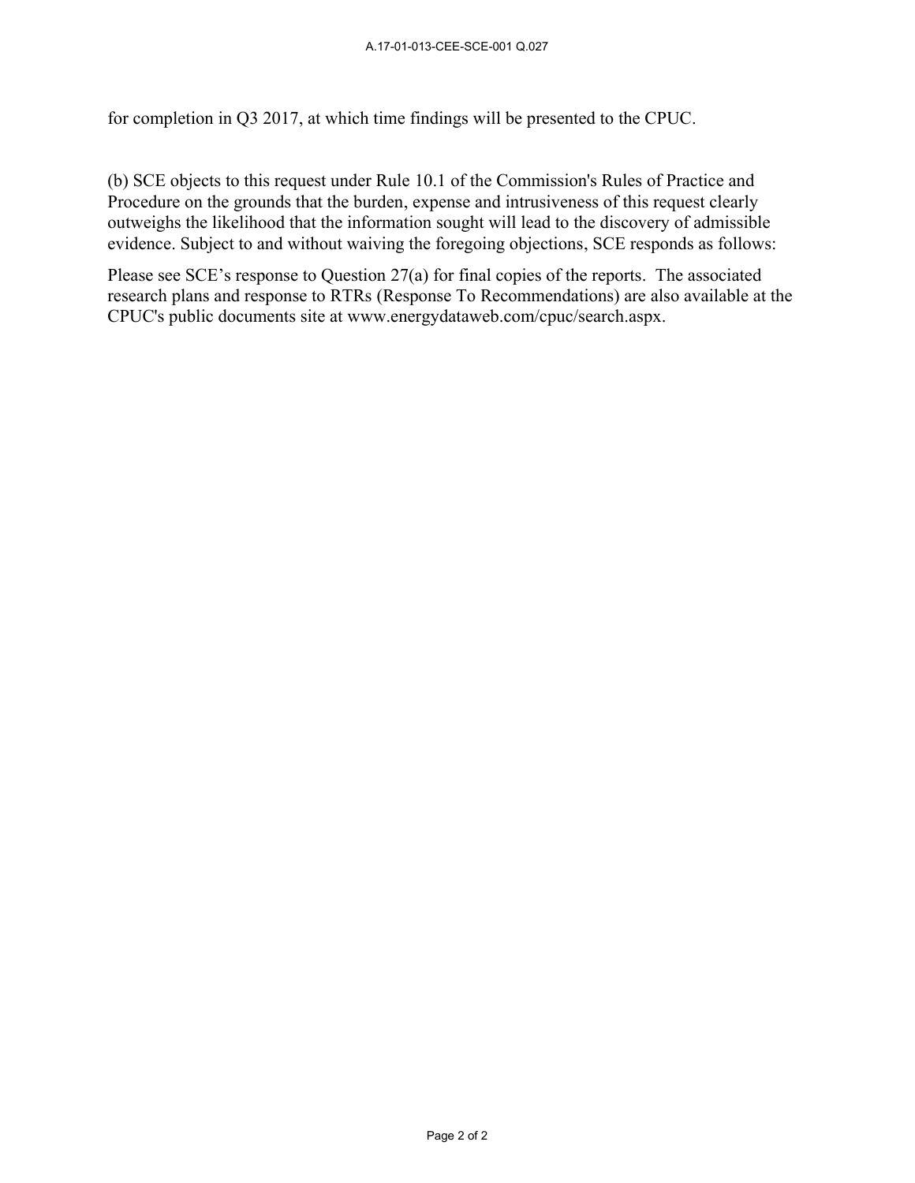for completion in Q3 2017, at which time findings will be presented to the CPUC.

(b) SCE objects to this request under Rule 10.1 of the Commission's Rules of Practice and Procedure on the grounds that the burden, expense and intrusiveness of this request clearly outweighs the likelihood that the information sought will lead to the discovery of admissible evidence. Subject to and without waiving the foregoing objections, SCE responds as follows:

Please see SCE's response to Question 27(a) for final copies of the reports. The associated research plans and response to RTRs (Response To Recommendations) are also available at the CPUC's public documents site at www.energydataweb.com/cpuc/search.aspx.